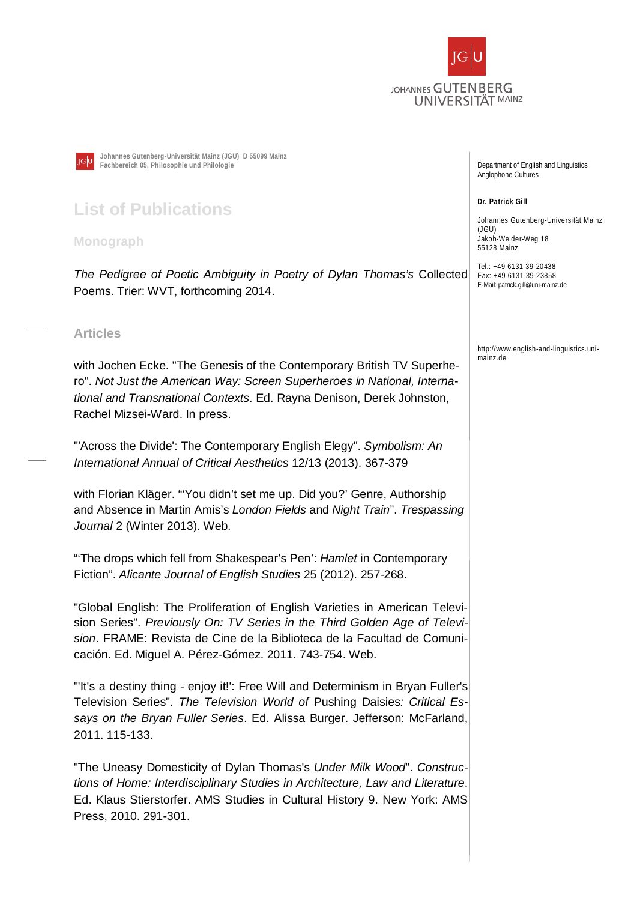Johannes Gutenberg-Universität Mainz (JGU) D 55099 Mainz
Fachbereich 05, Philosophie und Philologie

Department of English and Linguistics
Anglophone Cultures

**Dr. Patrick Gill**

Johannes Gutenberg-Universität Mainz (JGU)
Jakob-Welder-Weg 18
55128 Mainz

Tel.: +49 6131 39-20438
Fax: +49 6131 39-23858
E-Mail: patrick.gill@uni-mainz.de

http://www.english-and-linguistics.uni-mainz.de

# List of Publications

## Monograph

*The Pedigree of Poetic Ambiguity in Poetry of Dylan Thomas's* Collected Poems. Trier: WVT, forthcoming 2014.

## Articles

with Jochen Ecke. "The Genesis of the Contemporary British TV Superhero". *Not Just the American Way: Screen Superheroes in National, International and Transnational Contexts*. Ed. Rayna Denison, Derek Johnston, Rachel Mizsei-Ward. In press.

"'Across the Divide': The Contemporary English Elegy". *Symbolism: An International Annual of Critical Aesthetics* 12/13 (2013). 367-379

with Florian Kläger. "'You didn't set me up. Did you?' Genre, Authorship and Absence in Martin Amis's *London Fields* and *Night Train*". *Trespassing Journal* 2 (Winter 2013). Web.

"'The drops which fell from Shakespear's Pen': *Hamlet* in Contemporary Fiction". *Alicante Journal of English Studies* 25 (2012). 257-268.

"Global English: The Proliferation of English Varieties in American Television Series". *Previously On: TV Series in the Third Golden Age of Television*. FRAME: Revista de Cine de la Biblioteca de la Facultad de Comunicación. Ed. Miguel A. Pérez-Gómez. 2011. 743-754. Web.

"'It's a destiny thing - enjoy it!': Free Will and Determinism in Bryan Fuller's Television Series". *The Television World of* Pushing Daisies*: Critical Essays on the Bryan Fuller Series*. Ed. Alissa Burger. Jefferson: McFarland, 2011. 115-133.

"The Uneasy Domesticity of Dylan Thomas's *Under Milk Wood*". *Constructions of Home: Interdisciplinary Studies in Architecture, Law and Literature*. Ed. Klaus Stierstorfer. AMS Studies in Cultural History 9. New York: AMS Press, 2010. 291-301.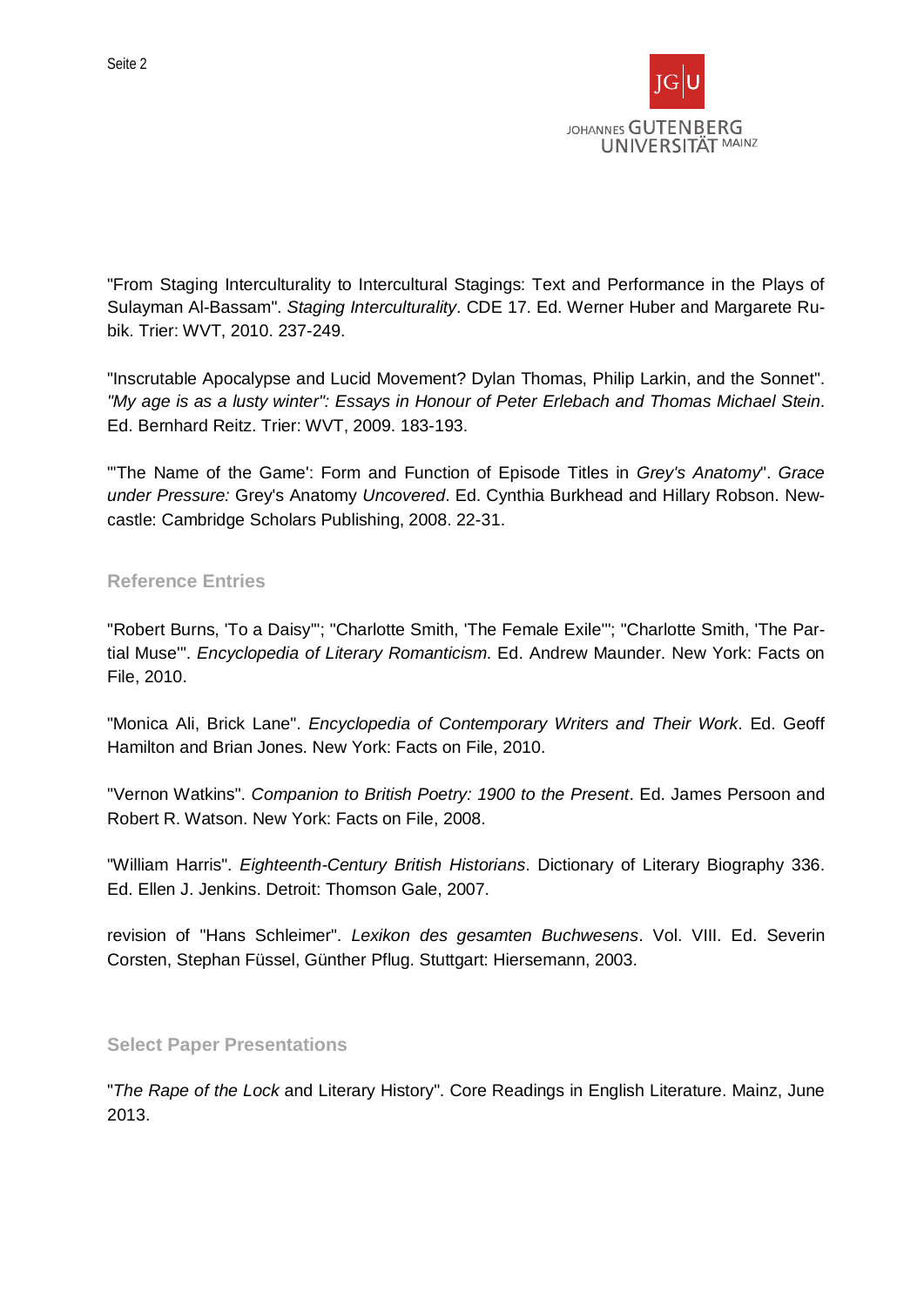"From Staging Interculturality to Intercultural Stagings: Text and Performance in the Plays of Sulayman Al-Bassam". *Staging Interculturality*. CDE 17. Ed. Werner Huber and Margarete Rubik. Trier: WVT, 2010. 237-249.

"Inscrutable Apocalypse and Lucid Movement? Dylan Thomas, Philip Larkin, and the Sonnet". *"My age is as a lusty winter": Essays in Honour of Peter Erlebach and Thomas Michael Stein*. Ed. Bernhard Reitz. Trier: WVT, 2009. 183-193.

"'The Name of the Game': Form and Function of Episode Titles in *Grey's Anatomy*". *Grace under Pressure:* Grey's Anatomy *Uncovered*. Ed. Cynthia Burkhead and Hillary Robson. Newcastle: Cambridge Scholars Publishing, 2008. 22-31.

### Reference Entries

"Robert Burns, 'To a Daisy'"; "Charlotte Smith, 'The Female Exile'"; "Charlotte Smith, 'The Partial Muse'". *Encyclopedia of Literary Romanticism*. Ed. Andrew Maunder. New York: Facts on File, 2010.

"Monica Ali, Brick Lane". *Encyclopedia of Contemporary Writers and Their Work*. Ed. Geoff Hamilton and Brian Jones. New York: Facts on File, 2010.

"Vernon Watkins". *Companion to British Poetry: 1900 to the Present*. Ed. James Persoon and Robert R. Watson. New York: Facts on File, 2008.

"William Harris". *Eighteenth-Century British Historians*. Dictionary of Literary Biography 336. Ed. Ellen J. Jenkins. Detroit: Thomson Gale, 2007.

revision of "Hans Schleimer". *Lexikon des gesamten Buchwesens*. Vol. VIII. Ed. Severin Corsten, Stephan Füssel, Günther Pflug. Stuttgart: Hiersemann, 2003.

### Select Paper Presentations

"*The Rape of the Lock* and Literary History". Core Readings in English Literature. Mainz, June 2013.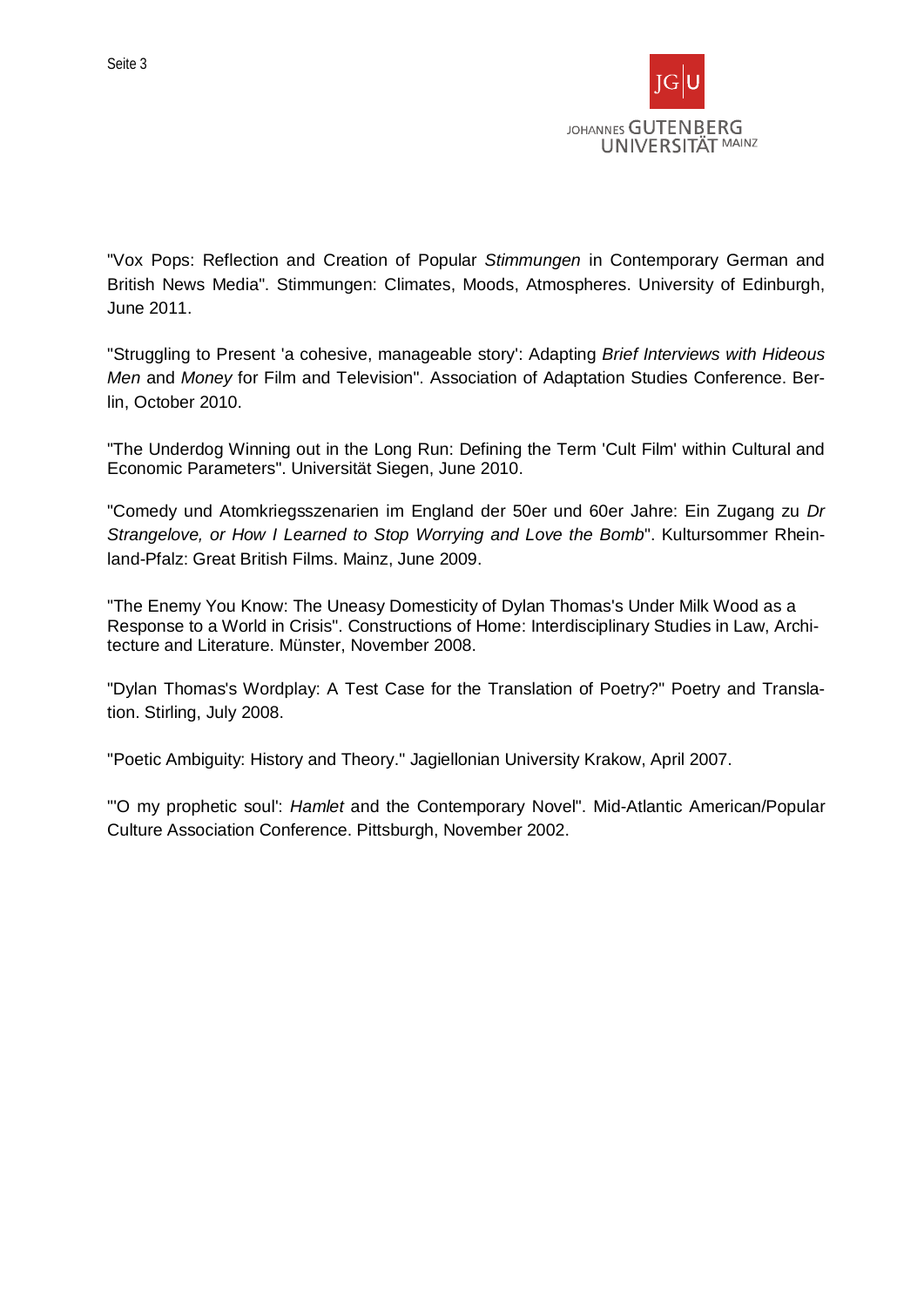"Vox Pops: Reflection and Creation of Popular *Stimmungen* in Contemporary German and British News Media". Stimmungen: Climates, Moods, Atmospheres. University of Edinburgh, June 2011.

"Struggling to Present 'a cohesive, manageable story': Adapting *Brief Interviews with Hideous Men* and *Money* for Film and Television". Association of Adaptation Studies Conference. Berlin, October 2010.

"The Underdog Winning out in the Long Run: Defining the Term 'Cult Film' within Cultural and Economic Parameters". Universität Siegen, June 2010.

"Comedy und Atomkriegsszenarien im England der 50er und 60er Jahre: Ein Zugang zu *Dr Strangelove, or How I Learned to Stop Worrying and Love the Bomb*". Kultursommer Rheinland-Pfalz: Great British Films. Mainz, June 2009.

"The Enemy You Know: The Uneasy Domesticity of Dylan Thomas's Under Milk Wood as a Response to a World in Crisis". Constructions of Home: Interdisciplinary Studies in Law, Architecture and Literature. Münster, November 2008.

"Dylan Thomas's Wordplay: A Test Case for the Translation of Poetry?" Poetry and Translation. Stirling, July 2008.

"Poetic Ambiguity: History and Theory." Jagiellonian University Krakow, April 2007.

"'O my prophetic soul': *Hamlet* and the Contemporary Novel". Mid-Atlantic American/Popular Culture Association Conference. Pittsburgh, November 2002.